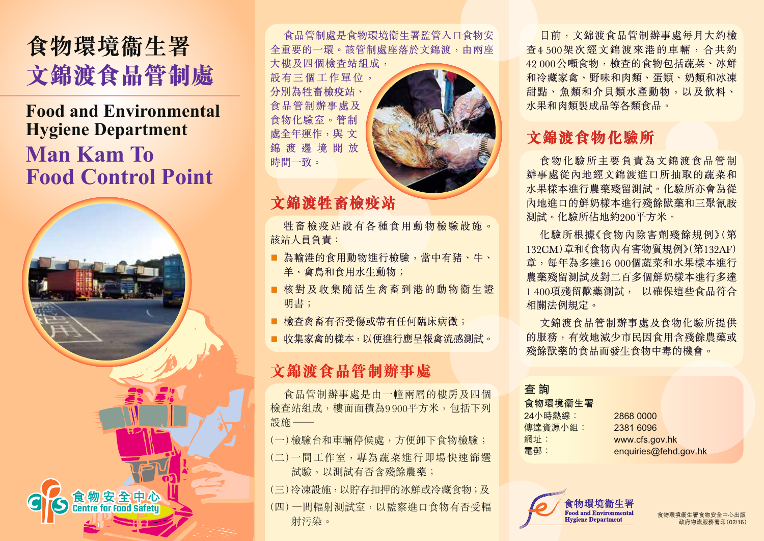# 食物環境衞生署
# 文錦渡食品管制處

# Food and Environmental Hygiene Department
# Man Kam To Food Control Point

食物安全中心
Centre for Food Safety

食品管制處是食物環境衞生署監管入口食物安全重要的一環。該管制處座落於文錦渡，由兩座大樓及四個檢查站組成，設有三個工作單位，分別為牲畜檢疫站、食品管制辦事處及食物化驗室。管制處全年運作，與文錦渡邊境開放時間一致。

## 文錦渡牲畜檢疫站

牲畜檢疫站設有各種食用動物檢驗設施。該站人員負責：

- 為輸港的食用動物進行檢驗，當中有豬、牛、羊、禽鳥和食用水生動物；
- 核對及收集隨活生禽畜到港的動物衞生證明書；
- 檢查禽畜有否受傷或帶有任何臨床病徵；
- 收集家禽的樣本，以便進行應呈報禽流感測試。

## 文錦渡食品管制辦事處

食品管制辦事處是由一幢兩層的樓房及四個檢查站組成，樓面面積為9 900平方米，包括下列設施——

(一) 檢驗台和車輛停候處，方便卸下食物檢驗；
(二) 一間工作室，專為蔬菜進行即場快速篩選試驗，以測試有否含殘餘農藥；
(三) 冷凍設施，以貯存扣押的冰鮮或冷藏食物；及
(四) 一間輻射測試室，以監察進口食物有否受輻射污染。

目前，文錦渡食品管制辦事處每月大約檢查4 500架次經文錦渡來港的車輛，合共約42 000公噸食物，檢查的食物包括蔬菜、冰鮮和冷藏家禽、野味和肉類、蛋類、奶類和冰凍甜點、魚類和介貝類水產動物，以及飲料、水果和肉類製成品等各類食品。

## 文錦渡食物化驗所

食物化驗所主要負責為文錦渡食品管制辦事處從內地經文錦渡進口所抽取的蔬菜和水果樣本進行農藥殘留測試。化驗所亦會為從內地進口的鮮奶樣本進行殘餘獸藥和三聚氰胺測試。化驗所佔地約200平方米。

化驗所根據《食物內除害劑殘餘規例》(第132CM)章和《食物內有害物質規例》(第132AF)章，每年為多達16 000個蔬菜和水果樣本進行農藥殘留測試及對二百多個鮮奶樣本進行多達1 400項殘留獸藥測試， 以確保這些食品符合相關法例規定。

文錦渡食品管制辦事處及食物化驗所提供的服務，有效地減少市民因食用含殘餘農藥或殘餘獸藥的食品而發生食物中毒的機會。

## 查詢

**食物環境衞生署**

| | |
|---|---|
| 24小時熱線： | 2868 0000 |
| 傳達資源小組： | 2381 6096 |
| 網址： | www.cfs.gov.hk |
| 電郵： | enquiries@fehd.gov.hk |

食物環境衞生署
Food and Environmental Hygiene Department

食物環境衞生署食物安全中心出版
政府物流服務署印(02/16)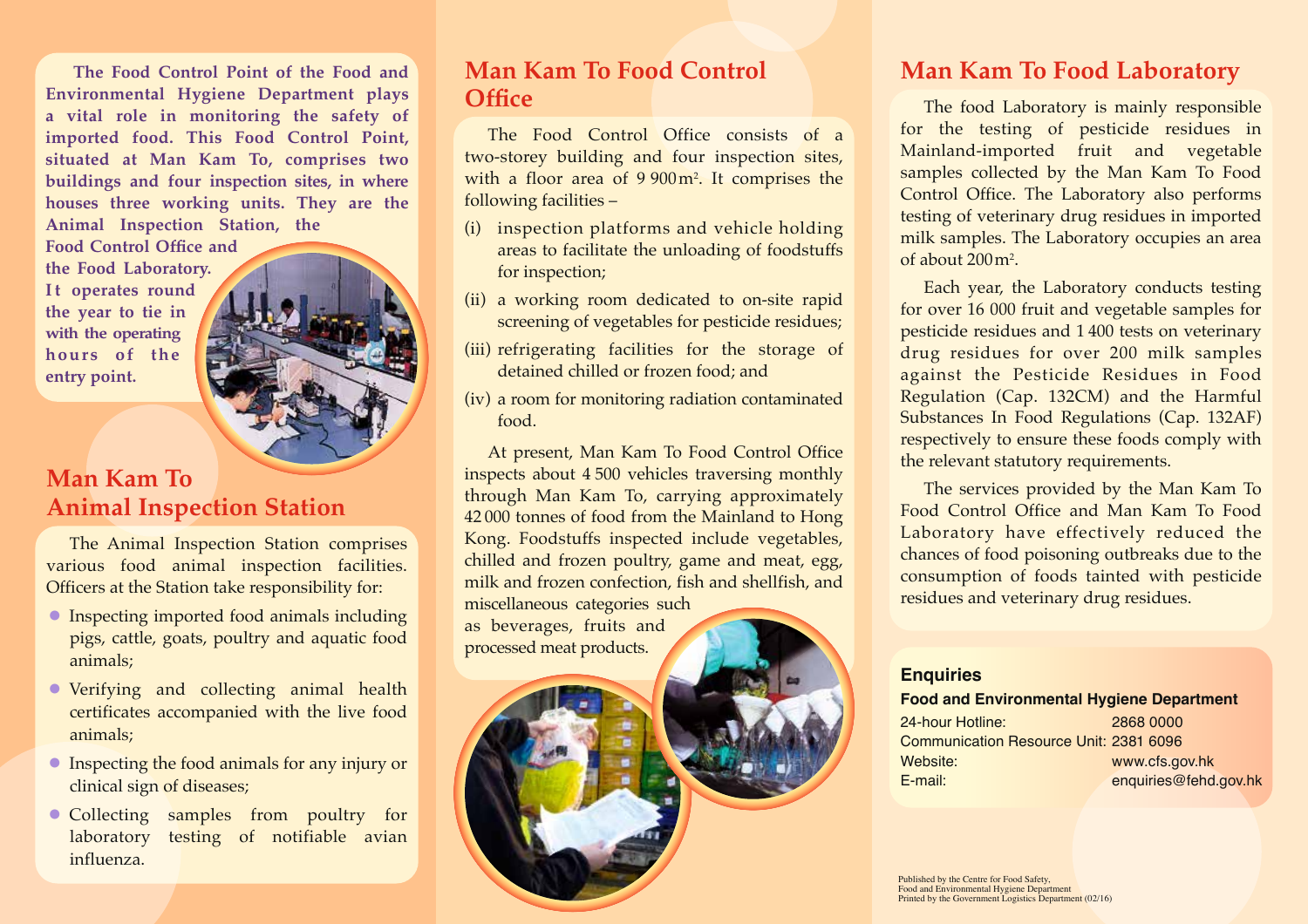**The Food Control Point of the Food and Environmental Hygiene Department plays a vital role in monitoring the safety of imported food. This Food Control Point, situated at Man Kam To, comprises two buildings and four inspection sites, in where houses three working units. They are the Animal Inspection Station, the Food Control Office and the Food Laboratory. It operates round the year to tie in with the operating hours of the entry point.**

## Man Kam To Animal Inspection Station

The Animal Inspection Station comprises various food animal inspection facilities. Officers at the Station take responsibility for:

- Inspecting imported food animals including pigs, cattle, goats, poultry and aquatic food animals;
- Verifying and collecting animal health certificates accompanied with the live food animals;
- Inspecting the food animals for any injury or clinical sign of diseases;
- Collecting samples from poultry for laboratory testing of notifiable avian influenza.

## Man Kam To Food Control Office

The Food Control Office consists of a two-storey building and four inspection sites, with a floor area of 9 900 m$^2$. It comprises the following facilities –

(i) inspection platforms and vehicle holding areas to facilitate the unloading of foodstuffs for inspection;

(ii) a working room dedicated to on-site rapid screening of vegetables for pesticide residues;

(iii) refrigerating facilities for the storage of detained chilled or frozen food; and

(iv) a room for monitoring radiation contaminated food.

At present, Man Kam To Food Control Office inspects about 4 500 vehicles traversing monthly through Man Kam To, carrying approximately 42 000 tonnes of food from the Mainland to Hong Kong. Foodstuffs inspected include vegetables, chilled and frozen poultry, game and meat, egg, milk and frozen confection, fish and shellfish, and miscellaneous categories such as beverages, fruits and processed meat products.

## Man Kam To Food Laboratory

The food Laboratory is mainly responsible for the testing of pesticide residues in Mainland-imported fruit and vegetable samples collected by the Man Kam To Food Control Office. The Laboratory also performs testing of veterinary drug residues in imported milk samples. The Laboratory occupies an area of about 200 m$^2$.

Each year, the Laboratory conducts testing for over 16 000 fruit and vegetable samples for pesticide residues and 1 400 tests on veterinary drug residues for over 200 milk samples against the Pesticide Residues in Food Regulation (Cap. 132CM) and the Harmful Substances In Food Regulations (Cap. 132AF) respectively to ensure these foods comply with the relevant statutory requirements.

The services provided by the Man Kam To Food Control Office and Man Kam To Food Laboratory have effectively reduced the chances of food poisoning outbreaks due to the consumption of foods tainted with pesticide residues and veterinary drug residues.

**Enquiries**

**Food and Environmental Hygiene Department**

| | |
|---|---|
| 24-hour Hotline: | 2868 0000 |
| Communication Resource Unit: | 2381 6096 |
| Website: | www.cfs.gov.hk |
| E-mail: | enquiries@fehd.gov.hk |

Published by the Centre for Food Safety,
Food and Environmental Hygiene Department
Printed by the Government Logistics Department (02/16)